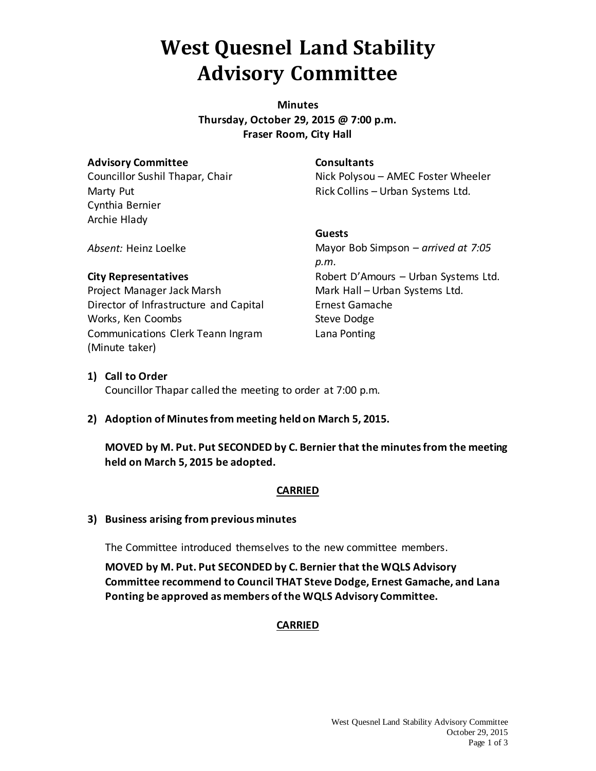# West Quesnel Land Stability Advisory Committee

**Minutes**
**Thursday, October 29, 2015 @ 7:00 p.m.**
**Fraser Room, City Hall**

**Advisory Committee**
Councillor Sushil Thapar, Chair
Marty Put
Cynthia Bernier
Archie Hlady

*Absent:* Heinz Loelke

**City Representatives**
Project Manager Jack Marsh
Director of Infrastructure and Capital Works, Ken Coombs
Communications Clerk Teann Ingram (Minute taker)

**Consultants**
Nick Polysou – AMEC Foster Wheeler
Rick Collins – Urban Systems Ltd.

**Guests**
Mayor Bob Simpson – *arrived at 7:05 p.m.*
Robert D'Amours – Urban Systems Ltd.
Mark Hall – Urban Systems Ltd.
Ernest Gamache
Steve Dodge
Lana Ponting

1) **Call to Order**
   Councillor Thapar called the meeting to order at 7:00 p.m.

2) **Adoption of Minutes from meeting held on March 5, 2015.**

   **MOVED by M. Put. Put SECONDED by C. Bernier that the minutes from the meeting held on March 5, 2015 be adopted.**

   **CARRIED**

3) **Business arising from previous minutes**

   The Committee introduced themselves to the new committee members.

   **MOVED by M. Put. Put SECONDED by C. Bernier that the WQLS Advisory Committee recommend to Council THAT Steve Dodge, Ernest Gamache, and Lana Ponting be approved as members of the WQLS Advisory Committee.**

   **CARRIED**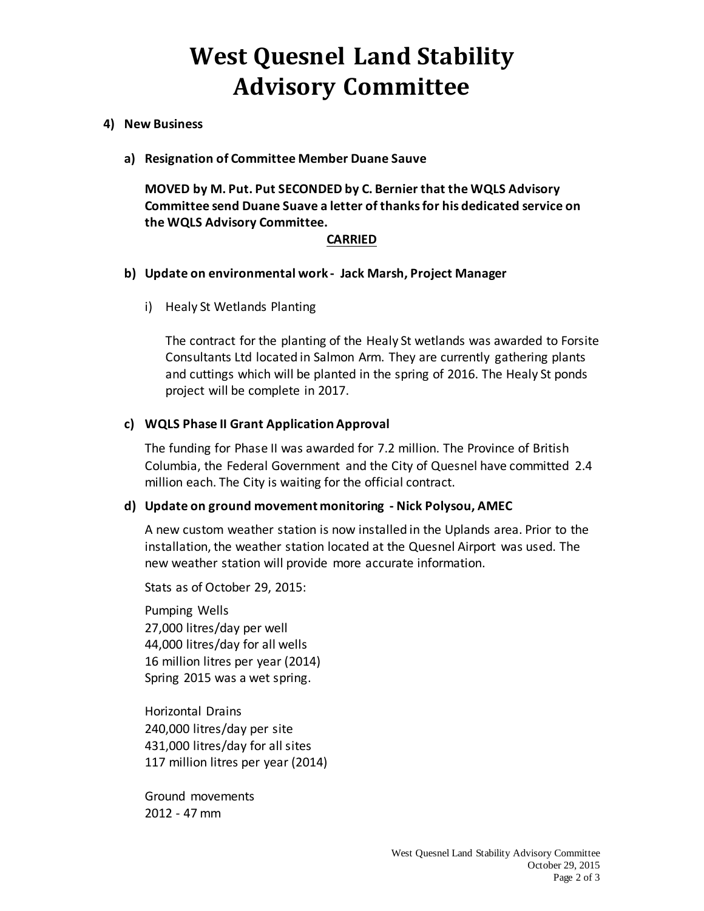# West Quesnel Land Stability Advisory Committee

## 4) New Business

### a) Resignation of Committee Member Duane Sauve

**MOVED by M. Put. Put SECONDED by C. Bernier that the WQLS Advisory Committee send Duane Suave a letter of thanks for his dedicated service on the WQLS Advisory Committee.**

**CARRIED**

### b) Update on environmental work - Jack Marsh, Project Manager

i) Healy St Wetlands Planting

The contract for the planting of the Healy St wetlands was awarded to Forsite Consultants Ltd located in Salmon Arm. They are currently gathering plants and cuttings which will be planted in the spring of 2016. The Healy St ponds project will be complete in 2017.

### c) WQLS Phase II Grant Application Approval

The funding for Phase II was awarded for 7.2 million. The Province of British Columbia, the Federal Government and the City of Quesnel have committed 2.4 million each. The City is waiting for the official contract.

### d) Update on ground movement monitoring - Nick Polysou, AMEC

A new custom weather station is now installed in the Uplands area. Prior to the installation, the weather station located at the Quesnel Airport was used. The new weather station will provide more accurate information.

Stats as of October 29, 2015:

Pumping Wells
27,000 litres/day per well
44,000 litres/day for all wells
16 million litres per year (2014)
Spring 2015 was a wet spring.

Horizontal Drains
240,000 litres/day per site
431,000 litres/day for all sites
117 million litres per year (2014)

Ground movements
2012 - 47 mm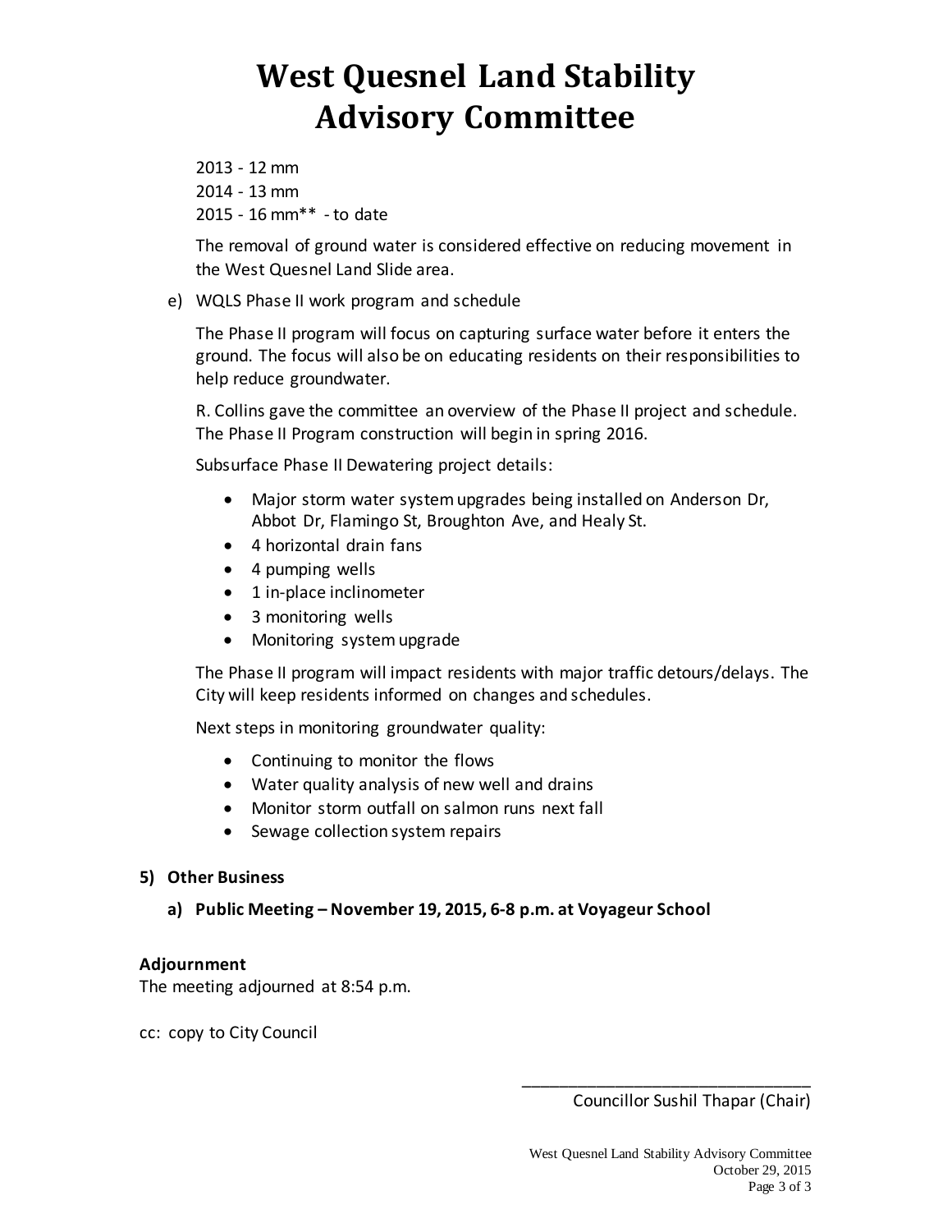# West Quesnel Land Stability Advisory Committee

2013 - 12 mm
2014 - 13 mm
2015 - 16 mm** - to date

The removal of ground water is considered effective on reducing movement in the West Quesnel Land Slide area.

e) WQLS Phase II work program and schedule

The Phase II program will focus on capturing surface water before it enters the ground. The focus will also be on educating residents on their responsibilities to help reduce groundwater.

R. Collins gave the committee an overview of the Phase II project and schedule. The Phase II Program construction will begin in spring 2016.

Subsurface Phase II Dewatering project details:

- Major storm water system upgrades being installed on Anderson Dr, Abbot Dr, Flamingo St, Broughton Ave, and Healy St.
- 4 horizontal drain fans
- 4 pumping wells
- 1 in-place inclinometer
- 3 monitoring wells
- Monitoring system upgrade

The Phase II program will impact residents with major traffic detours/delays. The City will keep residents informed on changes and schedules.

Next steps in monitoring groundwater quality:

- Continuing to monitor the flows
- Water quality analysis of new well and drains
- Monitor storm outfall on salmon runs next fall
- Sewage collection system repairs

**5) Other Business**

**a) Public Meeting – November 19, 2015, 6-8 p.m. at Voyageur School**

**Adjournment**
The meeting adjourned at 8:54 p.m.

cc: copy to City Council

_________________________________
Councillor Sushil Thapar (Chair)